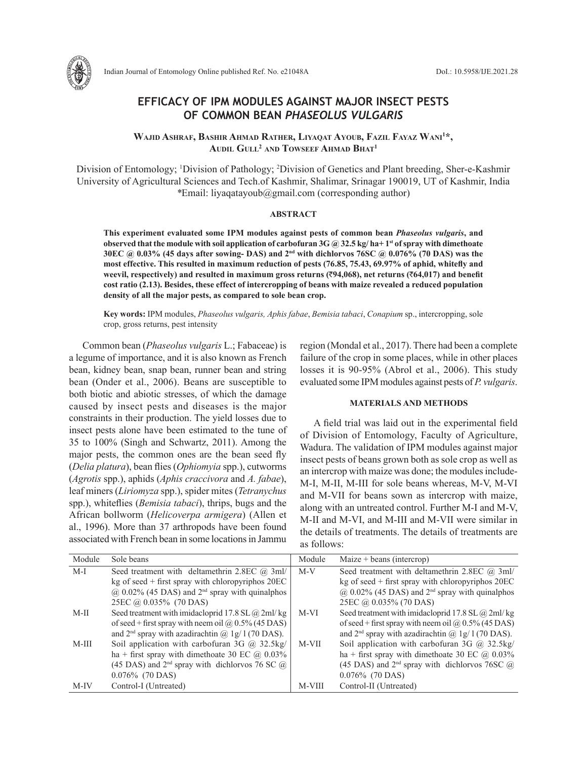# EFFICACY OF IPM MODULES AGAINST MAJOR INSECT PESTS OF COMMON BEAN *PHASEOLUS VULGARIS*

**Wajid Ashraf, Bashir Ahmad Rather, Liyaqat Ayoub, Fazil Fayaz Wani[1]\*, Audil Gull[2] and Towseef Ahmad Bhat[1]**

Division of Entomology; [1]Division of Pathology; [2]Division of Genetics and Plant breeding, Sher-e-Kashmir University of Agricultural Sciences and Tech.of Kashmir, Shalimar, Srinagar 190019, UT of Kashmir, India
*Email: liyaqatayoub@gmail.com (corresponding author)

## ABSTRACT

**This experiment evaluated some IPM modules against pests of common bean *Phaseolus vulgaris*, and observed that the module with soil application of carbofuran 3G @ 32.5 kg/ ha+ 1[st] of spray with dimethoate 30EC @ 0.03% (45 days after sowing- DAS) and 2[nd] with dichlorvos 76SC @ 0.076% (70 DAS) was the most effective. This resulted in maximum reduction of pests (76.85, 75.43, 69.97% of aphid, whitefly and weevil, respectively) and resulted in maximum gross returns (₹94,068), net returns (₹64,017) and benefit cost ratio (2.13). Besides, these effect of intercropping of beans with maize revealed a reduced population density of all the major pests, as compared to sole bean crop.**

**Key words:** IPM modules, *Phaseolus vulgaris, Aphis fabae*, *Bemisia tabaci*, *Conapium* sp., intercropping, sole crop, gross returns, pest intensity

Common bean (*Phaseolus vulgaris* L.; Fabaceae) is a legume of importance, and it is also known as French bean, kidney bean, snap bean, runner bean and string bean (Onder et al., 2006). Beans are susceptible to both biotic and abiotic stresses, of which the damage caused by insect pests and diseases is the major constraints in their production. The yield losses due to insect pests alone have been estimated to the tune of 35 to 100% (Singh and Schwartz, 2011). Among the major pests, the common ones are the bean seed fly (*Delia platura*), bean flies (*Ophiomyia* spp.), cutworms (*Agrotis* spp.), aphids (*Aphis craccivora* and *A. fabae*), leaf miners (*Liriomyza* spp.), spider mites (*Tetranychus* spp.), whiteflies (*Bemisia tabaci*), thrips, bugs and the African bollworm (*Helicoverpa armigera*) (Allen et al., 1996). More than 37 arthropods have been found associated with French bean in some locations in Jammu region (Mondal et al., 2017). There had been a complete failure of the crop in some places, while in other places losses it is 90-95% (Abrol et al., 2006). This study evaluated some IPM modules against pests of *P. vulgaris*.

## MATERIALS AND METHODS

A field trial was laid out in the experimental field of Division of Entomology, Faculty of Agriculture, Wadura. The validation of IPM modules against major insect pests of beans grown both as sole crop as well as an intercrop with maize was done; the modules include- M-I, M-II, M-III for sole beans whereas, M-V, M-VI and M-VII for beans sown as intercrop with maize, along with an untreated control. Further M-I and M-V, M-II and M-VI, and M-III and M-VII were similar in the details of treatments. The details of treatments are as follows:

| Module | Sole beans | Module | Maize + beans (intercrop) |
|---|---|---|---|
| M-I | Seed treatment with deltamethrin 2.8EC @ 3ml/ kg of seed + first spray with chloropyriphos 20EC @ 0.02% (45 DAS) and 2[nd] spray with quinalphos 25EC @ 0.035% (70 DAS) | M-V | Seed treatment with deltamethrin 2.8EC @ 3ml/ kg of seed + first spray with chloropyriphos 20EC @ 0.02% (45 DAS) and 2[nd] spray with quinalphos 25EC @ 0.035% (70 DAS) |
| M-II | Seed treatment with imidacloprid 17.8 SL @ 2ml/ kg of seed + first spray with neem oil @ 0.5% (45 DAS) and 2[nd] spray with azadirachtin @ 1g/ l (70 DAS). | M-VI | Seed treatment with imidacloprid 17.8 SL @ 2ml/ kg of seed + first spray with neem oil @ 0.5% (45 DAS) and 2[nd] spray with azadirachtin @ 1g/ l (70 DAS). |
| M-III | Soil application with carbofuran 3G @ 32.5kg/ ha + first spray with dimethoate 30 EC @ 0.03% (45 DAS) and 2[nd] spray with dichlorvos 76 SC @ 0.076% (70 DAS) | M-VII | Soil application with carbofuran 3G @ 32.5kg/ ha + first spray with dimethoate 30 EC @ 0.03% (45 DAS) and 2[nd] spray with dichlorvos 76SC @ 0.076% (70 DAS) |
| M-IV | Control-I (Untreated) | M-VIII | Control-II (Untreated) |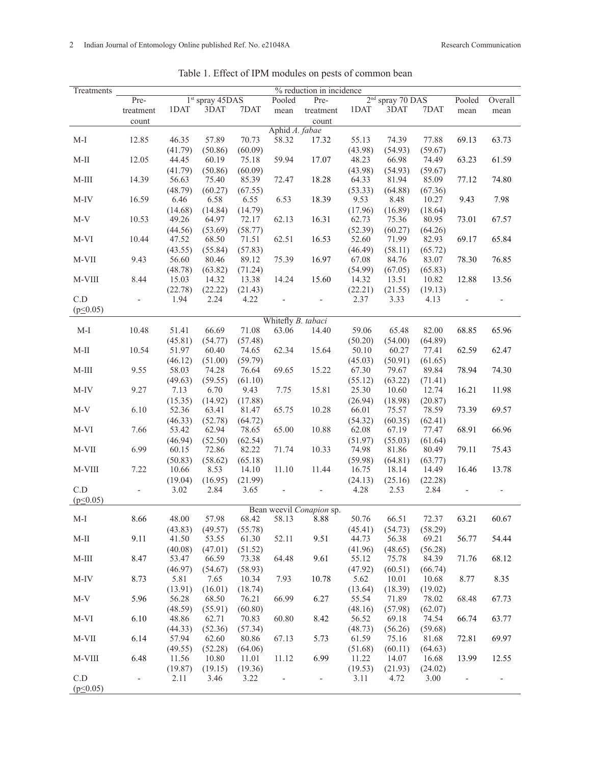Table 1. Effect of IPM modules on pests of common bean

| Treatments | % reduction in incidence | | | | | | | | | | |
|---|---|---|---|---|---|---|---|---|---|---|---|
| | Pre-treatment count | 1st spray 45DAS | | | Pooled mean | Pre-treatment count | 2nd spray 70 DAS | | | Pooled mean | Overall mean |
| | | 1DAT | 3DAT | 7DAT | | | 1DAT | 3DAT | 7DAT | | |
| | | | | | Aphid *A. fabae* | | | | | | |
| M-I | 12.85 | 46.35 (41.79) | 57.89 (50.86) | 70.73 (60.09) | 58.32 | 17.32 | 55.13 (43.98) | 74.39 (54.93) | 77.88 (59.67) | 69.13 | 63.73 |
| M-II | 12.05 | 44.45 (41.79) | 60.19 (50.86) | 75.18 (60.09) | 59.94 | 17.07 | 48.23 (43.98) | 66.98 (54.93) | 74.49 (59.67) | 63.23 | 61.59 |
| M-III | 14.39 | 56.63 (48.79) | 75.40 (60.27) | 85.39 (67.55) | 72.47 | 18.28 | 64.33 (53.33) | 81.94 (64.88) | 85.09 (67.36) | 77.12 | 74.80 |
| M-IV | 16.59 | 6.46 (14.68) | 6.58 (14.84) | 6.55 (14.79) | 6.53 | 18.39 | 9.53 (17.96) | 8.48 (16.89) | 10.27 (18.64) | 9.43 | 7.98 |
| M-V | 10.53 | 49.26 (44.56) | 64.97 (53.69) | 72.17 (58.77) | 62.13 | 16.31 | 62.73 (52.39) | 75.36 (60.27) | 80.95 (64.26) | 73.01 | 67.57 |
| M-VI | 10.44 | 47.52 (43.55) | 68.50 (55.84) | 71.51 (57.83) | 62.51 | 16.53 | 52.60 (46.49) | 71.99 (58.11) | 82.93 (65.72) | 69.17 | 65.84 |
| M-VII | 9.43 | 56.60 (48.78) | 80.46 (63.82) | 89.12 (71.24) | 75.39 | 16.97 | 67.08 (54.99) | 84.76 (67.05) | 83.07 (65.83) | 78.30 | 76.85 |
| M-VIII | 8.44 | 15.03 (22.78) | 14.32 (22.22) | 13.38 (21.43) | 14.24 | 15.60 | 14.32 (22.21) | 13.51 (21.55) | 10.82 (19.13) | 12.88 | 13.56 |
| C.D (p≤0.05) | - | 1.94 | 2.24 | 4.22 | - | - | 2.37 | 3.33 | 4.13 | - | - |
| | | | | | Whitefly *B. tabaci* | | | | | | |
| M-I | 10.48 | 51.41 (45.81) | 66.69 (54.77) | 71.08 (57.48) | 63.06 | 14.40 | 59.06 (50.20) | 65.48 (54.00) | 82.00 (64.89) | 68.85 | 65.96 |
| M-II | 10.54 | 51.97 (46.12) | 60.40 (51.00) | 74.65 (59.79) | 62.34 | 15.64 | 50.10 (45.03) | 60.27 (50.91) | 77.41 (61.65) | 62.59 | 62.47 |
| M-III | 9.55 | 58.03 (49.63) | 74.28 (59.55) | 76.64 (61.10) | 69.65 | 15.22 | 67.30 (55.12) | 79.67 (63.22) | 89.84 (71.41) | 78.94 | 74.30 |
| M-IV | 9.27 | 7.13 (15.35) | 6.70 (14.92) | 9.43 (17.88) | 7.75 | 15.81 | 25.30 (26.94) | 10.60 (18.98) | 12.74 (20.87) | 16.21 | 11.98 |
| M-V | 6.10 | 52.36 (46.33) | 63.41 (52.78) | 81.47 (64.72) | 65.75 | 10.28 | 66.01 (54.32) | 75.57 (60.35) | 78.59 (62.41) | 73.39 | 69.57 |
| M-VI | 7.66 | 53.42 (46.94) | 62.94 (52.50) | 78.65 (62.54) | 65.00 | 10.88 | 62.08 (51.97) | 67.19 (55.03) | 77.47 (61.64) | 68.91 | 66.96 |
| M-VII | 6.99 | 60.15 (50.83) | 72.86 (58.62) | 82.22 (65.18) | 71.74 | 10.33 | 74.98 (59.98) | 81.86 (64.81) | 80.49 (63.77) | 79.11 | 75.43 |
| M-VIII | 7.22 | 10.66 (19.04) | 8.53 (16.95) | 14.10 (21.99) | 11.10 | 11.44 | 16.75 (24.13) | 18.14 (25.16) | 14.49 (22.28) | 16.46 | 13.78 |
| C.D (p≤0.05) | - | 3.02 | 2.84 | 3.65 | - | - | 4.28 | 2.53 | 2.84 | - | - |
| | | | | | Bean weevil *Conapion* sp. | | | | | | |
| M-I | 8.66 | 48.00 (43.83) | 57.98 (49.57) | 68.42 (55.78) | 58.13 | 8.88 | 50.76 (45.41) | 66.51 (54.73) | 72.37 (58.29) | 63.21 | 60.67 |
| M-II | 9.11 | 41.50 (40.08) | 53.55 (47.01) | 61.30 (51.52) | 52.11 | 9.51 | 44.73 (41.96) | 56.38 (48.65) | 69.21 (56.28) | 56.77 | 54.44 |
| M-III | 8.47 | 53.47 (46.97) | 66.59 (54.67) | 73.38 (58.93) | 64.48 | 9.61 | 55.12 (47.92) | 75.78 (60.51) | 84.39 (66.74) | 71.76 | 68.12 |
| M-IV | 8.73 | 5.81 (13.91) | 7.65 (16.01) | 10.34 (18.74) | 7.93 | 10.78 | 5.62 (13.64) | 10.01 (18.39) | 10.68 (19.02) | 8.77 | 8.35 |
| M-V | 5.96 | 56.28 (48.59) | 68.50 (55.91) | 76.21 (60.80) | 66.99 | 6.27 | 55.54 (48.16) | 71.89 (57.98) | 78.02 (62.07) | 68.48 | 67.73 |
| M-VI | 6.10 | 48.86 (44.33) | 62.71 (52.36) | 70.83 (57.34) | 60.80 | 8.42 | 56.52 (48.73) | 69.18 (56.26) | 74.54 (59.68) | 66.74 | 63.77 |
| M-VII | 6.14 | 57.94 (49.55) | 62.60 (52.28) | 80.86 (64.06) | 67.13 | 5.73 | 61.59 (51.68) | 75.16 (60.11) | 81.68 (64.63) | 72.81 | 69.97 |
| M-VIII | 6.48 | 11.56 (19.87) | 10.80 (19.15) | 11.01 (19.36) | 11.12 | 6.99 | 11.22 (19.53) | 14.07 (21.93) | 16.68 (24.02) | 13.99 | 12.55 |
| C.D (p≤0.05) | - | 2.11 | 3.46 | 3.22 | - | - | 3.11 | 4.72 | 3.00 | - | - |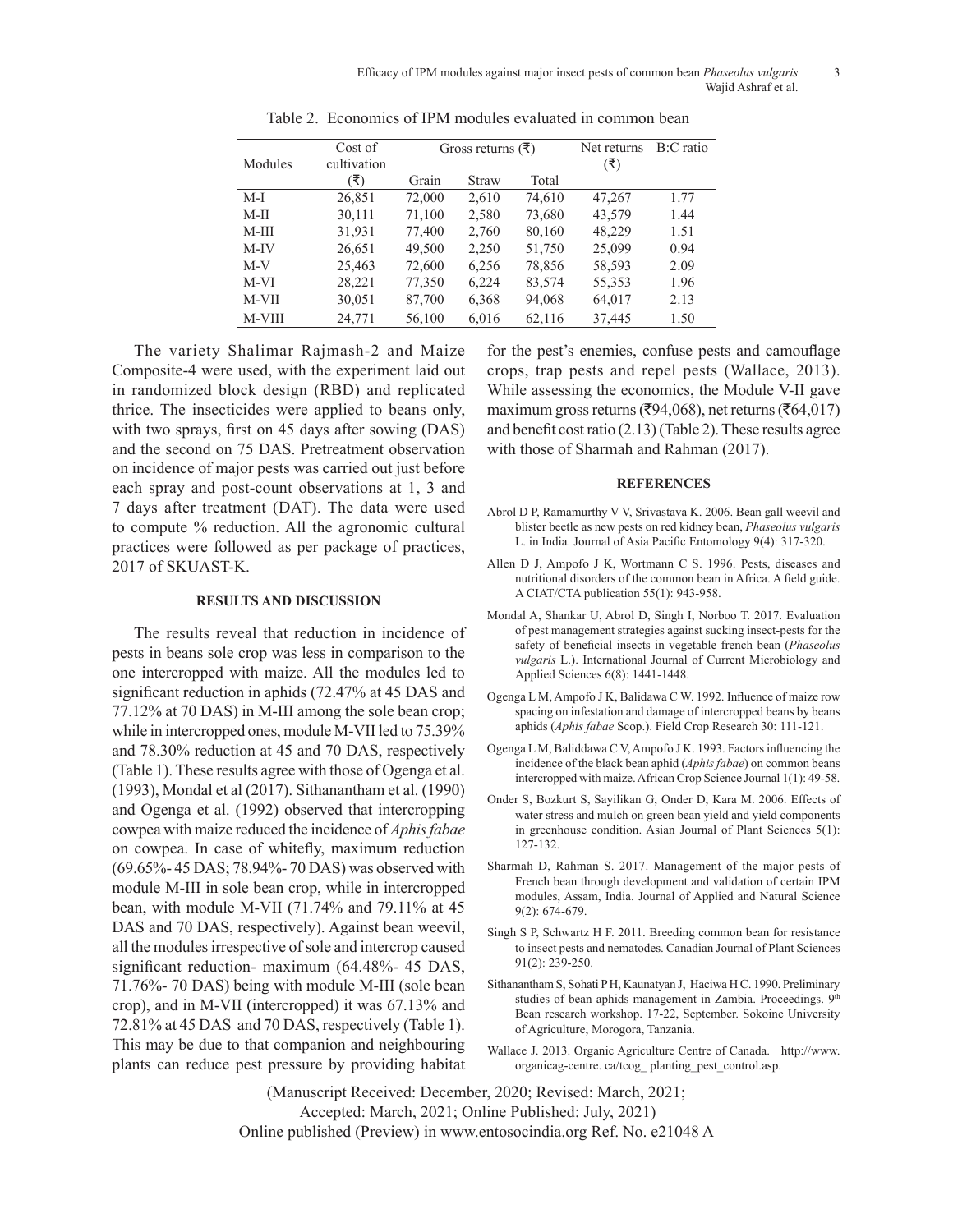Table 2. Economics of IPM modules evaluated in common bean

| Modules | Cost of cultivation (₹) | Gross returns (₹) | | | Net returns (₹) | B:C ratio |
|---|---|---|---|---|---|---|
| | | Grain | Straw | Total | | |
| M-I | 26,851 | 72,000 | 2,610 | 74,610 | 47,267 | 1.77 |
| M-II | 30,111 | 71,100 | 2,580 | 73,680 | 43,579 | 1.44 |
| M-III | 31,931 | 77,400 | 2,760 | 80,160 | 48,229 | 1.51 |
| M-IV | 26,651 | 49,500 | 2,250 | 51,750 | 25,099 | 0.94 |
| M-V | 25,463 | 72,600 | 6,256 | 78,856 | 58,593 | 2.09 |
| M-VI | 28,221 | 77,350 | 6,224 | 83,574 | 55,353 | 1.96 |
| M-VII | 30,051 | 87,700 | 6,368 | 94,068 | 64,017 | 2.13 |
| M-VIII | 24,771 | 56,100 | 6,016 | 62,116 | 37,445 | 1.50 |

The variety Shalimar Rajmash-2 and Maize Composite-4 were used, with the experiment laid out in randomized block design (RBD) and replicated thrice. The insecticides were applied to beans only, with two sprays, first on 45 days after sowing (DAS) and the second on 75 DAS. Pretreatment observation on incidence of major pests was carried out just before each spray and post-count observations at 1, 3 and 7 days after treatment (DAT). The data were used to compute % reduction. All the agronomic cultural practices were followed as per package of practices, 2017 of SKUAST-K.

## RESULTS AND DISCUSSION

The results reveal that reduction in incidence of pests in beans sole crop was less in comparison to the one intercropped with maize. All the modules led to significant reduction in aphids (72.47% at 45 DAS and 77.12% at 70 DAS) in M-III among the sole bean crop; while in intercropped ones, module M-VII led to 75.39% and 78.30% reduction at 45 and 70 DAS, respectively (Table 1). These results agree with those of Ogenga et al. (1993), Mondal et al (2017). Sithanantham et al. (1990) and Ogenga et al. (1992) observed that intercropping cowpea with maize reduced the incidence of *Aphis fabae* on cowpea. In case of whitefly, maximum reduction (69.65%- 45 DAS; 78.94%- 70 DAS) was observed with module M-III in sole bean crop, while in intercropped bean, with module M-VII (71.74% and 79.11% at 45 DAS and 70 DAS, respectively). Against bean weevil, all the modules irrespective of sole and intercrop caused significant reduction- maximum (64.48%- 45 DAS, 71.76%- 70 DAS) being with module M-III (sole bean crop), and in M-VII (intercropped) it was 67.13% and 72.81% at 45 DAS and 70 DAS, respectively (Table 1). This may be due to that companion and neighbouring plants can reduce pest pressure by providing habitat for the pest's enemies, confuse pests and camouflage crops, trap pests and repel pests (Wallace, 2013). While assessing the economics, the Module V-II gave maximum gross returns (₹94,068), net returns (₹64,017) and benefit cost ratio (2.13) (Table 2). These results agree with those of Sharmah and Rahman (2017).

## REFERENCES

Abrol D P, Ramamurthy V V, Srivastava K. 2006. Bean gall weevil and blister beetle as new pests on red kidney bean, *Phaseolus vulgaris* L. in India. Journal of Asia Pacific Entomology 9(4): 317-320.

Allen D J, Ampofo J K, Wortmann C S. 1996. Pests, diseases and nutritional disorders of the common bean in Africa. A field guide. A CIAT/CTA publication 55(1): 943-958.

Mondal A, Shankar U, Abrol D, Singh I, Norboo T. 2017. Evaluation of pest management strategies against sucking insect-pests for the safety of beneficial insects in vegetable french bean (*Phaseolus vulgaris* L.). International Journal of Current Microbiology and Applied Sciences 6(8): 1441-1448.

Ogenga L M, Ampofo J K, Balidawa C W. 1992. Influence of maize row spacing on infestation and damage of intercropped beans by beans aphids (*Aphis fabae* Scop.). Field Crop Research 30: 111-121.

Ogenga L M, Baliddawa C V, Ampofo J K. 1993. Factors influencing the incidence of the black bean aphid (*Aphis fabae*) on common beans intercropped with maize. African Crop Science Journal 1(1): 49-58.

Onder S, Bozkurt S, Sayilikan G, Onder D, Kara M. 2006. Effects of water stress and mulch on green bean yield and yield components in greenhouse condition. Asian Journal of Plant Sciences 5(1): 127-132.

Sharmah D, Rahman S. 2017. Management of the major pests of French bean through development and validation of certain IPM modules, Assam, India. Journal of Applied and Natural Science 9(2): 674-679.

Singh S P, Schwartz H F. 2011. Breeding common bean for resistance to insect pests and nematodes. Canadian Journal of Plant Sciences 91(2): 239-250.

Sithanantham S, Sohati P H, Kaunatyan J, Haciwa H C. 1990. Preliminary studies of bean aphids management in Zambia. Proceedings. 9th Bean research workshop. 17-22, September. Sokoine University of Agriculture, Morogora, Tanzania.

Wallace J. 2013. Organic Agriculture Centre of Canada. http://www.organicag-centre. ca/tcog_ planting_pest_control.asp.

(Manuscript Received: December, 2020; Revised: March, 2021; Accepted: March, 2021; Online Published: July, 2021)
Online published (Preview) in www.entosocindia.org Ref. No. e21048 A